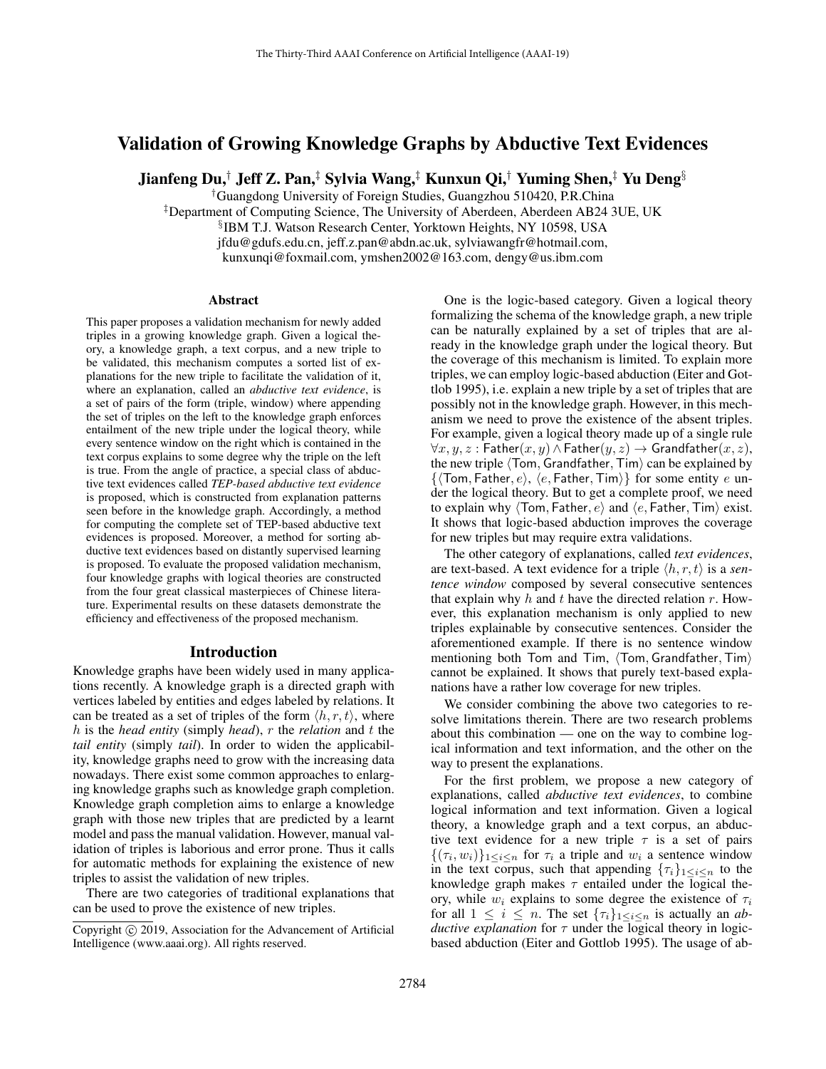# Validation of Growing Knowledge Graphs by Abductive Text Evidences

**Jianfeng Du,[†] Jeff Z. Pan,[‡] Sylvia Wang,[‡] Kunxun Qi,[†] Yuming Shen,[‡] Yu Deng[§]**

[†]Guangdong University of Foreign Studies, Guangzhou 510420, P.R.China
[‡]Department of Computing Science, The University of Aberdeen, Aberdeen AB24 3UE, UK
[§]IBM T.J. Watson Research Center, Yorktown Heights, NY 10598, USA
jfdu@gdufs.edu.cn, jeff.z.pan@abdn.ac.uk, sylviawangfr@hotmail.com,
kunxunqi@foxmail.com, ymshen2002@163.com, dengy@us.ibm.com

## Abstract

This paper proposes a validation mechanism for newly added triples in a growing knowledge graph. Given a logical theory, a knowledge graph, a text corpus, and a new triple to be validated, this mechanism computes a sorted list of explanations for the new triple to facilitate the validation of it, where an explanation, called an *abductive text evidence*, is a set of pairs of the form (triple, window) where appending the set of triples on the left to the knowledge graph enforces entailment of the new triple under the logical theory, while every sentence window on the right which is contained in the text corpus explains to some degree why the triple on the left is true. From the angle of practice, a special class of abductive text evidences called *TEP-based abductive text evidence* is proposed, which is constructed from explanation patterns seen before in the knowledge graph. Accordingly, a method for computing the complete set of TEP-based abductive text evidences is proposed. Moreover, a method for sorting abductive text evidences based on distantly supervised learning is proposed. To evaluate the proposed validation mechanism, four knowledge graphs with logical theories are constructed from the four great classical masterpieces of Chinese literature. Experimental results on these datasets demonstrate the efficiency and effectiveness of the proposed mechanism.

## Introduction

Knowledge graphs have been widely used in many applications recently. A knowledge graph is a directed graph with vertices labeled by entities and edges labeled by relations. It can be treated as a set of triples of the form $\langle h, r, t\rangle$, where $h$ is the *head entity* (simply *head*), $r$ the *relation* and $t$ the *tail entity* (simply *tail*). In order to widen the applicability, knowledge graphs need to grow with the increasing data nowadays. There exist some common approaches to enlarging knowledge graphs such as knowledge graph completion. Knowledge graph completion aims to enlarge a knowledge graph with those new triples that are predicted by a learnt model and pass the manual validation. However, manual validation of triples is laborious and error prone. Thus it calls for automatic methods for explaining the existence of new triples to assist the validation of new triples.

There are two categories of traditional explanations that can be used to prove the existence of new triples.

One is the logic-based category. Given a logical theory formalizing the schema of the knowledge graph, a new triple can be naturally explained by a set of triples that are already in the knowledge graph under the logical theory. But the coverage of this mechanism is limited. To explain more triples, we can employ logic-based abduction (Eiter and Gottlob 1995), i.e. explain a new triple by a set of triples that are possibly not in the knowledge graph. However, in this mechanism we need to prove the existence of the absent triples. For example, given a logical theory made up of a single rule $\forall x, y, z : \mathsf{Father}(x, y) \wedge \mathsf{Father}(y, z) \rightarrow \mathsf{Grandfather}(x, z)$, the new triple $\langle \mathsf{Tom}, \mathsf{Grandfather}, \mathsf{Tim}\rangle$ can be explained by $\{\langle \mathsf{Tom}, \mathsf{Father}, e\rangle, \langle e, \mathsf{Father}, \mathsf{Tim}\rangle\}$ for some entity $e$ under the logical theory. But to get a complete proof, we need to explain why $\langle \mathsf{Tom}, \mathsf{Father}, e\rangle$ and $\langle e, \mathsf{Father}, \mathsf{Tim}\rangle$ exist. It shows that logic-based abduction improves the coverage for new triples but may require extra validations.

The other category of explanations, called *text evidences*, are text-based. A text evidence for a triple $\langle h, r, t\rangle$ is a *sentence window* composed by several consecutive sentences that explain why $h$ and $t$ have the directed relation $r$. However, this explanation mechanism is only applied to new triples explainable by consecutive sentences. Consider the aforementioned example. If there is no sentence window mentioning both Tom and Tim, $\langle \mathsf{Tom}, \mathsf{Grandfather}, \mathsf{Tim}\rangle$ cannot be explained. It shows that purely text-based explanations have a rather low coverage for new triples.

We consider combining the above two categories to resolve limitations therein. There are two research problems about this combination — one on the way to combine logical information and text information, and the other on the way to present the explanations.

For the first problem, we propose a new category of explanations, called *abductive text evidences*, to combine logical information and text information. Given a logical theory, a knowledge graph and a text corpus, an abductive text evidence for a new triple $\tau$ is a set of pairs $\{(\tau_i, w_i)\}_{1\leq i\leq n}$ for $\tau_i$ a triple and $w_i$ a sentence window in the text corpus, such that appending $\{\tau_i\}_{1\leq i\leq n}$ to the knowledge graph makes $\tau$ entailed under the logical theory, while $w_i$ explains to some degree the existence of $\tau_i$ for all $1 \leq i \leq n$. The set $\{\tau_i\}_{1\leq i\leq n}$ is actually an *abductive explanation* for $\tau$ under the logical theory in logic-based abduction (Eiter and Gottlob 1995). The usage of ab-

Copyright © 2019, Association for the Advancement of Artificial Intelligence (www.aaai.org). All rights reserved.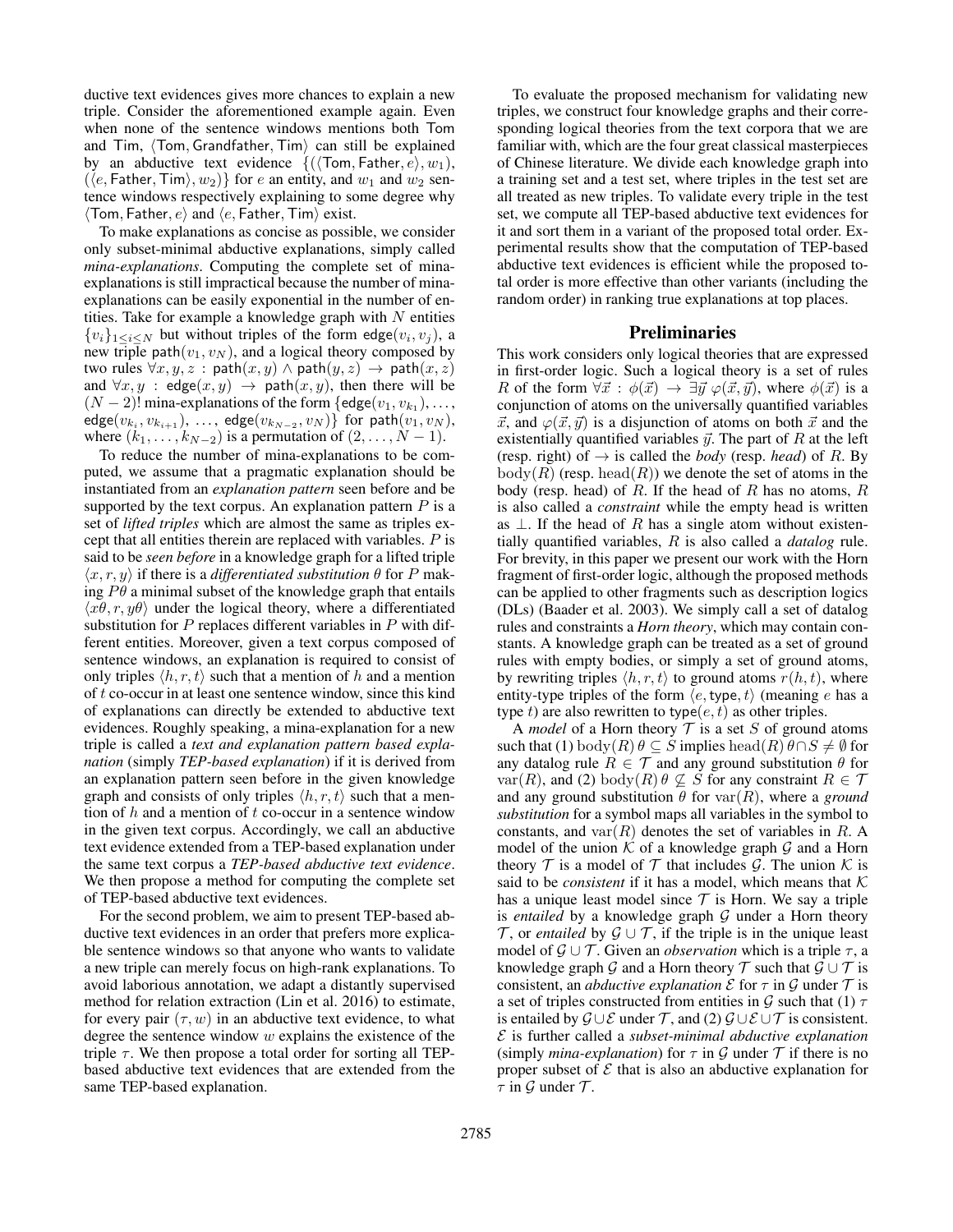ductive text evidences gives more chances to explain a new triple. Consider the aforementioned example again. Even when none of the sentence windows mentions both Tom and Tim, $\langle \mathsf{Tom}, \mathsf{Grandfather}, \mathsf{Tim} \rangle$ can still be explained by an abductive text evidence $\{(\langle \mathsf{Tom}, \mathsf{Father}, e \rangle, w_1), (\langle e, \mathsf{Father}, \mathsf{Tim} \rangle, w_2)\}$ for $e$ an entity, and $w_1$ and $w_2$ sentence windows respectively explaining to some degree why $\langle \mathsf{Tom}, \mathsf{Father}, e \rangle$ and $\langle e, \mathsf{Father}, \mathsf{Tim} \rangle$ exist.

To make explanations as concise as possible, we consider only subset-minimal abductive explanations, simply called *mina-explanations*. Computing the complete set of mina-explanations is still impractical because the number of mina-explanations can be easily exponential in the number of entities. Take for example a knowledge graph with $N$ entities $\{v_i\}_{1 \leq i \leq N}$ but without triples of the form $\mathsf{edge}(v_i, v_j)$, a new triple $\mathsf{path}(v_1, v_N)$, and a logical theory composed by two rules $\forall x, y, z : \mathsf{path}(x, y) \land \mathsf{path}(y, z) \rightarrow \mathsf{path}(x, z)$ and $\forall x, y : \mathsf{edge}(x, y) \rightarrow \mathsf{path}(x, y)$, then there will be $(N-2)!$ mina-explanations of the form $\{\mathsf{edge}(v_1, v_{k_1}), \ldots, \mathsf{edge}(v_{k_i}, v_{k_{i+1}}), \ldots, \mathsf{edge}(v_{k_{N-2}}, v_N)\}$ for $\mathsf{path}(v_1, v_N)$, where $(k_1, \ldots, k_{N-2})$ is a permutation of $(2, \ldots, N-1)$.

To reduce the number of mina-explanations to be computed, we assume that a pragmatic explanation should be instantiated from an *explanation pattern* seen before and be supported by the text corpus. An explanation pattern $P$ is a set of *lifted triples* which are almost the same as triples except that all entities therein are replaced with variables. $P$ is said to be *seen before* in a knowledge graph for a lifted triple $\langle x, r, y \rangle$ if there is a *differentiated substitution* $\theta$ for $P$ making $P\theta$ a minimal subset of the knowledge graph that entails $\langle x\theta, r, y\theta \rangle$ under the logical theory, where a differentiated substitution for $P$ replaces different variables in $P$ with different entities. Moreover, given a text corpus composed of sentence windows, an explanation is required to consist of only triples $\langle h, r, t \rangle$ such that a mention of $h$ and a mention of $t$ co-occur in at least one sentence window, since this kind of explanations can directly be extended to abductive text evidences. Roughly speaking, a mina-explanation for a new triple is called a *text and explanation pattern based explanation* (simply *TEP-based explanation*) if it is derived from an explanation pattern seen before in the given knowledge graph and consists of only triples $\langle h, r, t \rangle$ such that a mention of $h$ and a mention of $t$ co-occur in a sentence window in the given text corpus. Accordingly, we call an abductive text evidence extended from a TEP-based explanation under the same text corpus a *TEP-based abductive text evidence*. We then propose a method for computing the complete set of TEP-based abductive text evidences.

For the second problem, we aim to present TEP-based abductive text evidences in an order that prefers more explicable sentence windows so that anyone who wants to validate a new triple can merely focus on high-rank explanations. To avoid laborious annotation, we adapt a distantly supervised method for relation extraction (Lin et al. 2016) to estimate, for every pair $(\tau, w)$ in an abductive text evidence, to what degree the sentence window $w$ explains the existence of the triple $\tau$. We then propose a total order for sorting all TEP-based abductive text evidences that are extended from the same TEP-based explanation.

To evaluate the proposed mechanism for validating new triples, we construct four knowledge graphs and their corresponding logical theories from the text corpora that we are familiar with, which are the four great classical masterpieces of Chinese literature. We divide each knowledge graph into a training set and a test set, where triples in the test set are all treated as new triples. To validate every triple in the test set, we compute all TEP-based abductive text evidences for it and sort them in a variant of the proposed total order. Experimental results show that the computation of TEP-based abductive text evidences is efficient while the proposed total order is more effective than other variants (including the random order) in ranking true explanations at top places.

## Preliminaries

This work considers only logical theories that are expressed in first-order logic. Such a logical theory is a set of rules $R$ of the form $\forall \vec{x} : \phi(\vec{x}) \rightarrow \exists \vec{y}\ \varphi(\vec{x}, \vec{y})$, where $\phi(\vec{x})$ is a conjunction of atoms on the universally quantified variables $\vec{x}$, and $\varphi(\vec{x}, \vec{y})$ is a disjunction of atoms on both $\vec{x}$ and the existentially quantified variables $\vec{y}$. The part of $R$ at the left (resp. right) of $\rightarrow$ is called the *body* (resp. *head*) of $R$. By $\mathrm{body}(R)$ (resp. $\mathrm{head}(R)$) we denote the set of atoms in the body (resp. head) of $R$. If the head of $R$ has no atoms, $R$ is also called a *constraint* while the empty head is written as $\perp$. If the head of $R$ has a single atom without existentially quantified variables, $R$ is also called a *datalog* rule. For brevity, in this paper we present our work with the Horn fragment of first-order logic, although the proposed methods can be applied to other fragments such as description logics (DLs) (Baader et al. 2003). We simply call a set of datalog rules and constraints a *Horn theory*, which may contain constants. A knowledge graph can be treated as a set of ground rules with empty bodies, or simply a set of ground atoms, by rewriting triples $\langle h, r, t \rangle$ to ground atoms $r(h, t)$, where entity-type triples of the form $\langle e, \mathsf{type}, t \rangle$ (meaning $e$ has a type $t$) are also rewritten to $\mathsf{type}(e, t)$ as other triples.

A *model* of a Horn theory $\mathcal{T}$ is a set $S$ of ground atoms such that (1) $\mathrm{body}(R)\,\theta \subseteq S$ implies $\mathrm{head}(R)\,\theta \cap S \neq \emptyset$ for any datalog rule $R \in \mathcal{T}$ and any ground substitution $\theta$ for $\mathrm{var}(R)$, and (2) $\mathrm{body}(R)\,\theta \not\subseteq S$ for any constraint $R \in \mathcal{T}$ and any ground substitution $\theta$ for $\mathrm{var}(R)$, where a *ground substitution* for a symbol maps all variables in the symbol to constants, and $\mathrm{var}(R)$ denotes the set of variables in $R$. A model of the union $\mathcal{K}$ of a knowledge graph $\mathcal{G}$ and a Horn theory $\mathcal{T}$ is a model of $\mathcal{T}$ that includes $\mathcal{G}$. The union $\mathcal{K}$ is said to be *consistent* if it has a model, which means that $\mathcal{K}$ has a unique least model since $\mathcal{T}$ is Horn. We say a triple is *entailed* by a knowledge graph $\mathcal{G}$ under a Horn theory $\mathcal{T}$, or *entailed* by $\mathcal{G} \cup \mathcal{T}$, if the triple is in the unique least model of $\mathcal{G} \cup \mathcal{T}$. Given an *observation* which is a triple $\tau$, a knowledge graph $\mathcal{G}$ and a Horn theory $\mathcal{T}$ such that $\mathcal{G} \cup \mathcal{T}$ is consistent, an *abductive explanation* $\mathcal{E}$ for $\tau$ in $\mathcal{G}$ under $\mathcal{T}$ is a set of triples constructed from entities in $\mathcal{G}$ such that (1) $\tau$ is entailed by $\mathcal{G} \cup \mathcal{E}$ under $\mathcal{T}$, and (2) $\mathcal{G} \cup \mathcal{E} \cup \mathcal{T}$ is consistent. $\mathcal{E}$ is further called a *subset-minimal abductive explanation* (simply *mina-explanation*) for $\tau$ in $\mathcal{G}$ under $\mathcal{T}$ if there is no proper subset of $\mathcal{E}$ that is also an abductive explanation for $\tau$ in $\mathcal{G}$ under $\mathcal{T}$.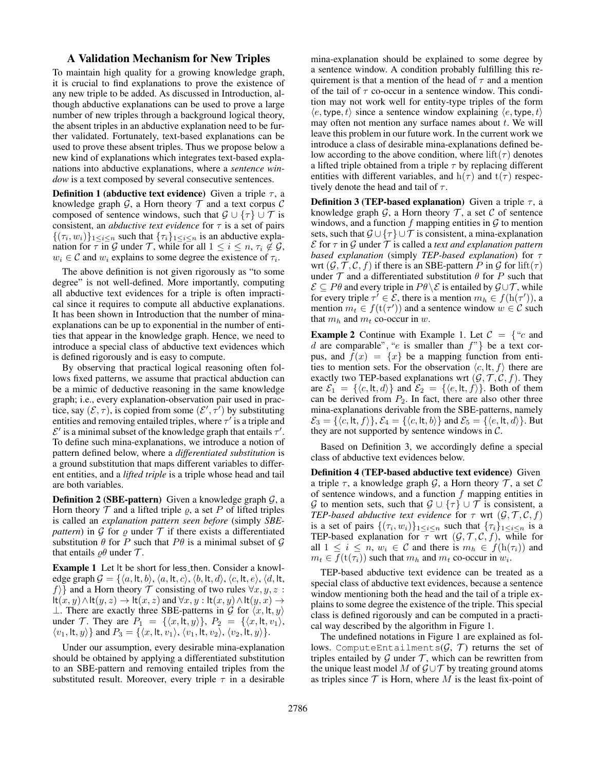## A Validation Mechanism for New Triples

To maintain high quality for a growing knowledge graph, it is crucial to find explanations to prove the existence of any new triple to be added. As discussed in Introduction, although abductive explanations can be used to prove a large number of new triples through a background logical theory, the absent triples in an abductive explanation need to be further validated. Fortunately, text-based explanations can be used to prove these absent triples. Thus we propose below a new kind of explanations which integrates text-based explanations into abductive explanations, where a *sentence window* is a text composed by several consecutive sentences.

**Definition 1 (abductive text evidence)** Given a triple $\tau$, a knowledge graph $\mathcal{G}$, a Horn theory $\mathcal{T}$ and a text corpus $\mathcal{C}$ composed of sentence windows, such that $\mathcal{G} \cup \{\tau\} \cup \mathcal{T}$ is consistent, an *abductive text evidence* for $\tau$ is a set of pairs $\{(\tau_i, w_i)\}_{1 \le i \le n}$ such that $\{\tau_i\}_{1 \le i \le n}$ is an abductive explanation for $\tau$ in $\mathcal{G}$ under $\mathcal{T}$, while for all $1 \le i \le n$, $\tau_i \notin \mathcal{G}$, $w_i \in \mathcal{C}$ and $w_i$ explains to some degree the existence of $\tau_i$.

The above definition is not given rigorously as "to some degree" is not well-defined. More importantly, computing all abductive text evidences for a triple is often impractical since it requires to compute all abductive explanations. It has been shown in Introduction that the number of mina-explanations can be up to exponential in the number of entities that appear in the knowledge graph. Hence, we need to introduce a special class of abductive text evidences which is defined rigorously and is easy to compute.

By observing that practical logical reasoning often follows fixed patterns, we assume that practical abduction can be a mimic of deductive reasoning in the same knowledge graph; i.e., every explanation-observation pair used in practice, say $(\mathcal{E}, \tau)$, is copied from some $(\mathcal{E}', \tau')$ by substituting entities and removing entailed triples, where $\tau'$ is a triple and $\mathcal{E}'$ is a minimal subset of the knowledge graph that entails $\tau'$. To define such mina-explanations, we introduce a notion of pattern defined below, where a *differentiated substitution* is a ground substitution that maps different variables to different entities, and a *lifted triple* is a triple whose head and tail are both variables.

**Definition 2 (SBE-pattern)** Given a knowledge graph $\mathcal{G}$, a Horn theory $\mathcal{T}$ and a lifted triple $\varrho$, a set $P$ of lifted triples is called an *explanation pattern seen before* (simply *SBE-pattern*) in $\mathcal{G}$ for $\varrho$ under $\mathcal{T}$ if there exists a differentiated substitution $\theta$ for $P$ such that $P\theta$ is a minimal subset of $\mathcal{G}$ that entails $\varrho\theta$ under $\mathcal{T}$.

**Example 1** Let lt be short for less_then. Consider a knowledge graph $\mathcal{G} = \{\langle a, \mathsf{lt}, b\rangle, \langle a, \mathsf{lt}, c\rangle, \langle b, \mathsf{lt}, d\rangle, \langle c, \mathsf{lt}, e\rangle, \langle d, \mathsf{lt}, f\rangle\}$ and a Horn theory $\mathcal{T}$ consisting of two rules $\forall x, y, z : \mathsf{lt}(x, y) \wedge \mathsf{lt}(y, z) \rightarrow \mathsf{lt}(x, z)$ and $\forall x, y : \mathsf{lt}(x, y) \wedge \mathsf{lt}(y, x) \rightarrow \bot$. There are exactly three SBE-patterns in $\mathcal{G}$ for $\langle x, \mathsf{lt}, y\rangle$ under $\mathcal{T}$. They are $P_1 = \{\langle x, \mathsf{lt}, y\rangle\}$, $P_2 = \{\langle x, \mathsf{lt}, v_1\rangle, \langle v_1, \mathsf{lt}, y\rangle\}$ and $P_3 = \{\langle x, \mathsf{lt}, v_1\rangle, \langle v_1, \mathsf{lt}, v_2\rangle, \langle v_2, \mathsf{lt}, y\rangle\}$.

Under our assumption, every desirable mina-explanation should be obtained by applying a differentiated substitution to an SBE-pattern and removing entailed triples from the substituted result. Moreover, every triple $\tau$ in a desirable mina-explanation should be explained to some degree by a sentence window. A condition probably fulfilling this requirement is that a mention of the head of $\tau$ and a mention of the tail of $\tau$ co-occur in a sentence window. This condition may not work well for entity-type triples of the form $\langle e, \mathsf{type}, t\rangle$ since a sentence window explaining $\langle e, \mathsf{type}, t\rangle$ may often not mention any surface names about $t$. We will leave this problem in our future work. In the current work we introduce a class of desirable mina-explanations defined below according to the above condition, where $\mathrm{lift}(\tau)$ denotes a lifted triple obtained from a triple $\tau$ by replacing different entities with different variables, and $\mathrm{h}(\tau)$ and $\mathrm{t}(\tau)$ respectively denote the head and tail of $\tau$.

**Definition 3 (TEP-based explanation)** Given a triple $\tau$, a knowledge graph $\mathcal{G}$, a Horn theory $\mathcal{T}$, a set $\mathcal{C}$ of sentence windows, and a function $f$ mapping entities in $\mathcal{G}$ to mention sets, such that $\mathcal{G} \cup \{\tau\} \cup \mathcal{T}$ is consistent, a mina-explanation $\mathcal{E}$ for $\tau$ in $\mathcal{G}$ under $\mathcal{T}$ is called a *text and explanation pattern based explanation* (simply *TEP-based explanation*) for $\tau$ wrt $(\mathcal{G}, \mathcal{T}, \mathcal{C}, f)$ if there is an SBE-pattern $P$ in $\mathcal{G}$ for $\mathrm{lift}(\tau)$ under $\mathcal{T}$ and a differentiated substitution $\theta$ for $P$ such that $\mathcal{E} \subseteq P\theta$ and every triple in $P\theta \setminus \mathcal{E}$ is entailed by $\mathcal{G} \cup \mathcal{T}$, while for every triple $\tau' \in \mathcal{E}$, there is a mention $m_h \in f(\mathrm{h}(\tau'))$, a mention $m_t \in f(\mathrm{t}(\tau'))$ and a sentence window $w \in \mathcal{C}$ such that $m_h$ and $m_t$ co-occur in $w$.

**Example 2** Continue with Example 1. Let $\mathcal{C} = \{$"$c$ and $d$ are comparable", "$e$ is smaller than $f$"$\}$ be a text corpus, and $f(x) = \{x\}$ be a mapping function from entities to mention sets. For the observation $\langle c, \mathsf{lt}, f\rangle$ there are exactly two TEP-based explanations wrt $(\mathcal{G}, \mathcal{T}, \mathcal{C}, f)$. They are $\mathcal{E}_1 = \{\langle c, \mathsf{lt}, d\rangle\}$ and $\mathcal{E}_2 = \{\langle e, \mathsf{lt}, f\rangle\}$. Both of them can be derived from $P_2$. In fact, there are also other three mina-explanations derivable from the SBE-patterns, namely $\mathcal{E}_3 = \{\langle c, \mathsf{lt}, f\rangle\}$, $\mathcal{E}_4 = \{\langle c, \mathsf{lt}, b\rangle\}$ and $\mathcal{E}_5 = \{\langle e, \mathsf{lt}, d\rangle\}$. But they are not supported by sentence windows in $\mathcal{C}$.

Based on Definition 3, we accordingly define a special class of abductive text evidences below.

**Definition 4 (TEP-based abductive text evidence)** Given a triple $\tau$, a knowledge graph $\mathcal{G}$, a Horn theory $\mathcal{T}$, a set $\mathcal{C}$ of sentence windows, and a function $f$ mapping entities in $\mathcal{G}$ to mention sets, such that $\mathcal{G} \cup \{\tau\} \cup \mathcal{T}$ is consistent, a *TEP-based abductive text evidence* for $\tau$ wrt $(\mathcal{G}, \mathcal{T}, \mathcal{C}, f)$ is a set of pairs $\{(\tau_i, w_i)\}_{1 \le i \le n}$ such that $\{\tau_i\}_{1 \le i \le n}$ is a TEP-based explanation for $\tau$ wrt $(\mathcal{G}, \mathcal{T}, \mathcal{C}, f)$, while for all $1 \le i \le n$, $w_i \in \mathcal{C}$ and there is $m_h \in f(\mathrm{h}(\tau_i))$ and $m_t \in f(\mathrm{t}(\tau_i))$ such that $m_h$ and $m_t$ co-occur in $w_i$.

TEP-based abductive text evidence can be treated as a special class of abductive text evidences, because a sentence window mentioning both the head and the tail of a triple explains to some degree the existence of the triple. This special class is defined rigorously and can be computed in a practical way described by the algorithm in Figure 1.

The undefined notations in Figure 1 are explained as follows. ComputeEntailments($\mathcal{G}$, $\mathcal{T}$) returns the set of triples entailed by $\mathcal{G}$ under $\mathcal{T}$, which can be rewritten from the unique least model $M$ of $\mathcal{G} \cup \mathcal{T}$ by treating ground atoms as triples since $\mathcal{T}$ is Horn, where $M$ is the least fix-point of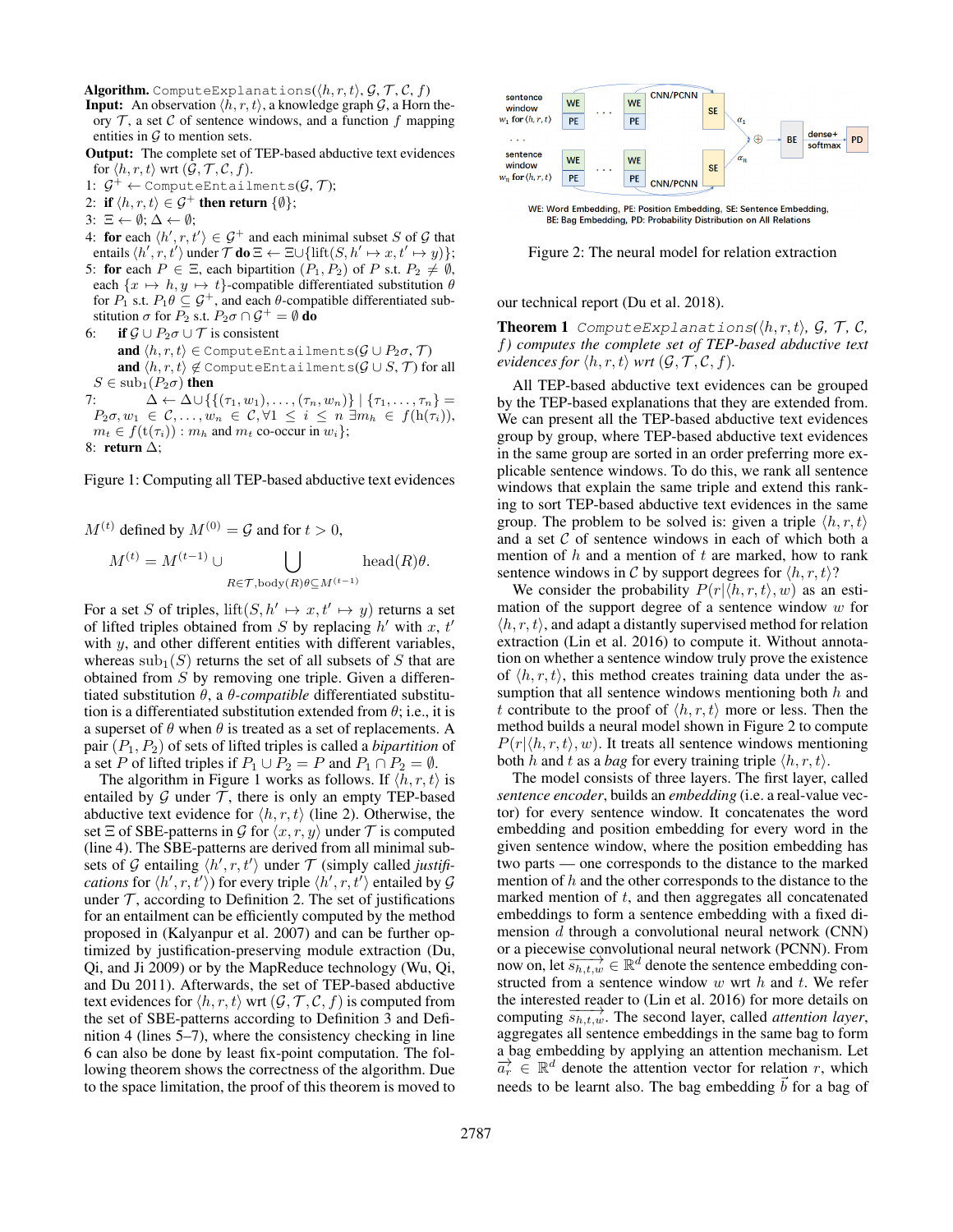**Algorithm.** ComputeExplanations($\langle h, r, t\rangle$, $\mathcal{G}$, $\mathcal{T}$, $\mathcal{C}$, $f$)

**Input:** An observation $\langle h, r, t\rangle$, a knowledge graph $\mathcal{G}$, a Horn theory $\mathcal{T}$, a set $\mathcal{C}$ of sentence windows, and a function $f$ mapping entities in $\mathcal{G}$ to mention sets.

**Output:** The complete set of TEP-based abductive text evidences for $\langle h, r, t\rangle$ wrt $(\mathcal{G}, \mathcal{T}, \mathcal{C}, f)$.

1: $\mathcal{G}^+ \leftarrow$ ComputeEntailments($\mathcal{G}, \mathcal{T}$);
2: **if** $\langle h, r, t\rangle \in \mathcal{G}^+$ **then return** $\{\emptyset\}$;
3: $\Xi \leftarrow \emptyset$; $\Delta \leftarrow \emptyset$;
4: **for** each $\langle h', r, t'\rangle \in \mathcal{G}^+$ and each minimal subset $S$ of $\mathcal{G}$ that entails $\langle h', r, t'\rangle$ under $\mathcal{T}$ **do** $\Xi \leftarrow \Xi \cup \{\text{lift}(S, h' \mapsto x, t' \mapsto y)\}$;
5: **for** each $P \in \Xi$, each bipartition $(P_1, P_2)$ of $P$ s.t. $P_2 \neq \emptyset$, each $\{x \mapsto h, y \mapsto t\}$-compatible differentiated substitution $\theta$ for $P_1$ s.t. $P_1\theta \subseteq \mathcal{G}^+$, and each $\theta$-compatible differentiated substitution $\sigma$ for $P_2$ s.t. $P_2\sigma \cap \mathcal{G}^+ = \emptyset$ **do**
6: **if** $\mathcal{G} \cup P_2\sigma \cup \mathcal{T}$ is consistent **and** $\langle h, r, t\rangle \in$ ComputeEntailments($\mathcal{G} \cup P_2\sigma, \mathcal{T}$) **and** $\langle h, r, t\rangle \notin$ ComputeEntailments($\mathcal{G} \cup S, \mathcal{T}$) for all $S \in \text{sub}_1(P_2\sigma)$ **then**
7: $\Delta \leftarrow \Delta \cup \{\{(\tau_1, w_1), \ldots, (\tau_n, w_n)\} \mid \{\tau_1, \ldots, \tau_n\} = P_2\sigma, w_1 \in \mathcal{C}, \ldots, w_n \in \mathcal{C}, \forall 1 \leq i \leq n\ \exists m_h \in f(\text{h}(\tau_i)), m_t \in f(\text{t}(\tau_i)) : m_h$ and $m_t$ co-occur in $w_i\}$;
8: **return** $\Delta$;

Figure 1: Computing all TEP-based abductive text evidences

$M^{(t)}$ defined by $M^{(0)} = \mathcal{G}$ and for $t > 0$,

$$M^{(t)} = M^{(t-1)} \cup \bigcup_{R \in \mathcal{T}, \text{body}(R)\theta \subseteq M^{(t-1)}} \text{head}(R)\theta.$$

For a set $S$ of triples, $\text{lift}(S, h' \mapsto x, t' \mapsto y)$ returns a set of lifted triples obtained from $S$ by replacing $h'$ with $x$, $t'$ with $y$, and other different entities with different variables, whereas $\text{sub}_1(S)$ returns the set of all subsets of $S$ that are obtained from $S$ by removing one triple. Given a differentiated substitution $\theta$, a *$\theta$-compatible* differentiated substitution is a differentiated substitution extended from $\theta$; i.e., it is a superset of $\theta$ when $\theta$ is treated as a set of replacements. A pair $(P_1, P_2)$ of sets of lifted triples is called a *bipartition* of a set $P$ of lifted triples if $P_1 \cup P_2 = P$ and $P_1 \cap P_2 = \emptyset$.

The algorithm in Figure 1 works as follows. If $\langle h, r, t\rangle$ is entailed by $\mathcal{G}$ under $\mathcal{T}$, there is only an empty TEP-based abductive text evidence for $\langle h, r, t\rangle$ (line 2). Otherwise, the set $\Xi$ of SBE-patterns in $\mathcal{G}$ for $\langle x, r, y\rangle$ under $\mathcal{T}$ is computed (line 4). The SBE-patterns are derived from all minimal subsets of $\mathcal{G}$ entailing $\langle h', r, t'\rangle$ under $\mathcal{T}$ (simply called *justifications* for $\langle h', r, t'\rangle$) for every triple $\langle h', r, t'\rangle$ entailed by $\mathcal{G}$ under $\mathcal{T}$, according to Definition 2. The set of justifications for an entailment can be efficiently computed by the method proposed in (Kalyanpur et al. 2007) and can be further optimized by justification-preserving module extraction (Du, Qi, and Ji 2009) or by the MapReduce technology (Wu, Qi, and Du 2011). Afterwards, the set of TEP-based abductive text evidences for $\langle h, r, t\rangle$ wrt $(\mathcal{G}, \mathcal{T}, \mathcal{C}, f)$ is computed from the set of SBE-patterns according to Definition 3 and Definition 4 (lines 5–7), where the consistency checking in line 6 can also be done by least fix-point computation. The following theorem shows the correctness of the algorithm. Due to the space limitation, the proof of this theorem is moved to our technical report (Du et al. 2018).

Figure 2: The neural model for relation extraction

**Theorem 1** *ComputeExplanations($\langle h, r, t\rangle$, $\mathcal{G}$, $\mathcal{T}$, $\mathcal{C}$, $f$) computes the complete set of TEP-based abductive text evidences for $\langle h, r, t\rangle$ wrt $(\mathcal{G}, \mathcal{T}, \mathcal{C}, f)$.*

All TEP-based abductive text evidences can be grouped by the TEP-based explanations that they are extended from. We can present all the TEP-based abductive text evidences group by group, where TEP-based abductive text evidences in the same group are sorted in an order preferring more explicable sentence windows. To do this, we rank all sentence windows that explain the same triple and extend this ranking to sort TEP-based abductive text evidences in the same group. The problem to be solved is: given a triple $\langle h, r, t\rangle$ and a set $\mathcal{C}$ of sentence windows in each of which both a mention of $h$ and a mention of $t$ are marked, how to rank sentence windows in $\mathcal{C}$ by support degrees for $\langle h, r, t\rangle$?

We consider the probability $P(r|\langle h, r, t\rangle, w)$ as an estimation of the support degree of a sentence window $w$ for $\langle h, r, t\rangle$, and adapt a distantly supervised method for relation extraction (Lin et al. 2016) to compute it. Without annotation on whether a sentence window truly prove the existence of $\langle h, r, t\rangle$, this method creates training data under the assumption that all sentence windows mentioning both $h$ and $t$ contribute to the proof of $\langle h, r, t\rangle$ more or less. Then the method builds a neural model shown in Figure 2 to compute $P(r|\langle h, r, t\rangle, w)$. It treats all sentence windows mentioning both $h$ and $t$ as a *bag* for every training triple $\langle h, r, t\rangle$.

The model consists of three layers. The first layer, called *sentence encoder*, builds an *embedding* (i.e. a real-value vector) for every sentence window. It concatenates the word embedding and position embedding for every word in the given sentence window, where the position embedding has two parts — one corresponds to the distance to the marked mention of $h$ and the other corresponds to the distance to the marked mention of $t$, and then aggregates all concatenated embeddings to form a sentence embedding with a fixed dimension $d$ through a convolutional neural network (CNN) or a piecewise convolutional neural network (PCNN). From now on, let $\overrightarrow{s_{h,t,w}} \in \mathbb{R}^d$ denote the sentence embedding constructed from a sentence window $w$ wrt $h$ and $t$. We refer the interested reader to (Lin et al. 2016) for more details on computing $\overrightarrow{s_{h,t,w}}$. The second layer, called *attention layer*, aggregates all sentence embeddings in the same bag to form a bag embedding by applying an attention mechanism. Let $\overrightarrow{a_r} \in \mathbb{R}^d$ denote the attention vector for relation $r$, which needs to be learnt also. The bag embedding $\vec{b}$ for a bag of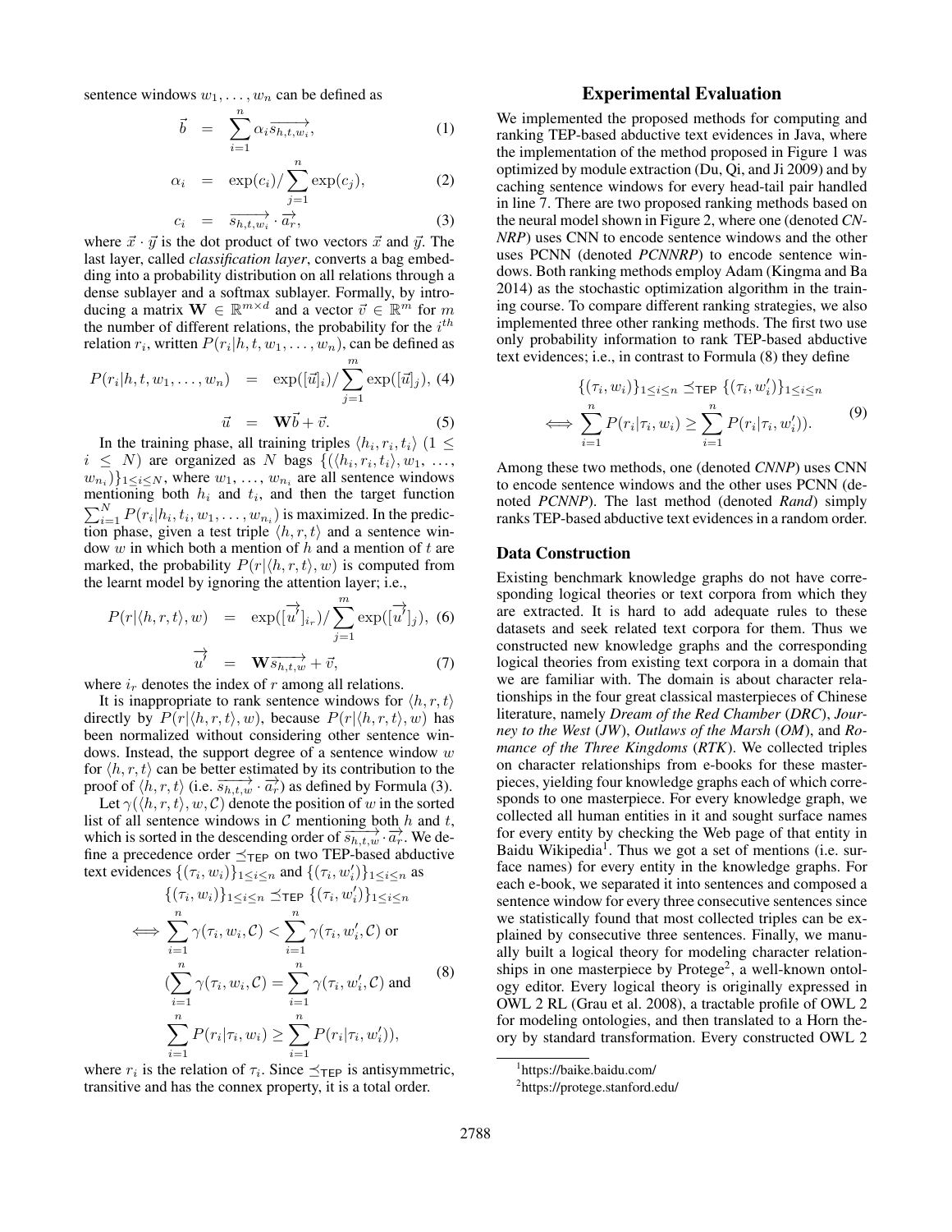sentence windows $w_1, \ldots, w_n$ can be defined as

$$\vec{b} = \sum_{i=1}^{n} \alpha_i \overrightarrow{s_{h,t,w_i}}, \quad (1)$$

$$\alpha_i = \exp(c_i) / \sum_{j=1}^{n} \exp(c_j), \quad (2)$$

$$c_i = \overrightarrow{s_{h,t,w_i}} \cdot \overrightarrow{a_r}, \quad (3)$$

where $\vec{x} \cdot \vec{y}$ is the dot product of two vectors $\vec{x}$ and $\vec{y}$. The last layer, called *classification layer*, converts a bag embedding into a probability distribution on all relations through a dense sublayer and a softmax sublayer. Formally, by introducing a matrix $\mathbf{W} \in \mathbb{R}^{m \times d}$ and a vector $\vec{v} \in \mathbb{R}^m$ for $m$ the number of different relations, the probability for the $i^{th}$ relation $r_i$, written $P(r_i | h, t, w_1, \ldots, w_n)$, can be defined as

$$P(r_i | h, t, w_1, \ldots, w_n) = \exp([\vec{u}]_i) / \sum_{j=1}^{m} \exp([\vec{u}]_j), \quad (4)$$

$$\vec{u} = \mathbf{W}\vec{b} + \vec{v}. \quad (5)$$

In the training phase, all training triples $\langle h_i, r_i, t_i \rangle$ ($1 \leq i \leq N$) are organized as $N$ bags $\{(\langle h_i, r_i, t_i \rangle, w_1, \ldots, w_{n_i})\}_{1 \leq i \leq N}$, where $w_1, \ldots, w_{n_i}$ are all sentence windows mentioning both $h_i$ and $t_i$, and then the target function $\sum_{i=1}^{N} P(r_i | h_i, t_i, w_1, \ldots, w_{n_i})$ is maximized. In the prediction phase, given a test triple $\langle h, r, t \rangle$ and a sentence window $w$ in which both a mention of $h$ and a mention of $t$ are marked, the probability $P(r | \langle h, r, t \rangle, w)$ is computed from the learnt model by ignoring the attention layer; i.e.,

$$P(r | \langle h, r, t \rangle, w) = \exp([\overrightarrow{u'}]_{i_r}) / \sum_{j=1}^{m} \exp([\overrightarrow{u'}]_j), \quad (6)$$

$$\overrightarrow{u'} = \mathbf{W}\overrightarrow{s_{h,t,w}} + \vec{v}, \quad (7)$$

where $i_r$ denotes the index of $r$ among all relations.

It is inappropriate to rank sentence windows for $\langle h, r, t \rangle$ directly by $P(r | \langle h, r, t \rangle, w)$, because $P(r | \langle h, r, t \rangle, w)$ has been normalized without considering other sentence windows. Instead, the support degree of a sentence window $w$ for $\langle h, r, t \rangle$ can be better estimated by its contribution to the proof of $\langle h, r, t \rangle$ (i.e. $\overrightarrow{s_{h,t,w}} \cdot \overrightarrow{a_r}$) as defined by Formula (3).

Let $\gamma(\langle h, r, t \rangle, w, \mathcal{C})$ denote the position of $w$ in the sorted list of all sentence windows in $\mathcal{C}$ mentioning both $h$ and $t$, which is sorted in the descending order of $\overrightarrow{s_{h,t,w}} \cdot \overrightarrow{a_r}$. We define a precedence order $\preceq_{\mathsf{TEP}}$ on two TEP-based abductive text evidences $\{(\tau_i, w_i)\}_{1 \leq i \leq n}$ and $\{(\tau_i, w'_i)\}_{1 \leq i \leq n}$ as

$$\begin{aligned}
&\{(\tau_i, w_i)\}_{1 \leq i \leq n} \preceq_{\mathsf{TEP}} \{(\tau_i, w'_i)\}_{1 \leq i \leq n} \\
\iff &\sum_{i=1}^{n} \gamma(\tau_i, w_i, \mathcal{C}) < \sum_{i=1}^{n} \gamma(\tau_i, w'_i, \mathcal{C}) \text{ or} \\
&(\sum_{i=1}^{n} \gamma(\tau_i, w_i, \mathcal{C}) = \sum_{i=1}^{n} \gamma(\tau_i, w'_i, \mathcal{C}) \text{ and} \\
&\sum_{i=1}^{n} P(r_i | \tau_i, w_i) \geq \sum_{i=1}^{n} P(r_i | \tau_i, w'_i)),
\end{aligned} \quad (8)$$

where $r_i$ is the relation of $\tau_i$. Since $\preceq_{\mathsf{TEP}}$ is antisymmetric, transitive and has the connex property, it is a total order.

## Experimental Evaluation

We implemented the proposed methods for computing and ranking TEP-based abductive text evidences in Java, where the implementation of the method proposed in Figure 1 was optimized by module extraction (Du, Qi, and Ji 2009) and by caching sentence windows for every head-tail pair handled in line 7. There are two proposed ranking methods based on the neural model shown in Figure 2, where one (denoted *CNNRP*) uses CNN to encode sentence windows and the other uses PCNN (denoted *PCNNRP*) to encode sentence windows. Both ranking methods employ Adam (Kingma and Ba 2014) as the stochastic optimization algorithm in the training course. To compare different ranking strategies, we also implemented three other ranking methods. The first two use only probability information to rank TEP-based abductive text evidences; i.e., in contrast to Formula (8) they define

$$\begin{aligned}
&\{(\tau_i, w_i)\}_{1 \leq i \leq n} \preceq_{\mathsf{TEP}} \{(\tau_i, w'_i)\}_{1 \leq i \leq n} \\
\iff &\sum_{i=1}^{n} P(r_i | \tau_i, w_i) \geq \sum_{i=1}^{n} P(r_i | \tau_i, w'_i)).
\end{aligned} \quad (9)$$

Among these two methods, one (denoted *CNNP*) uses CNN to encode sentence windows and the other uses PCNN (denoted *PCNNP*). The last method (denoted *Rand*) simply ranks TEP-based abductive text evidences in a random order.

### Data Construction

Existing benchmark knowledge graphs do not have corresponding logical theories or text corpora from which they are extracted. It is hard to add adequate rules to these datasets and seek related text corpora for them. Thus we constructed new knowledge graphs and the corresponding logical theories from existing text corpora in a domain that we are familiar with. The domain is about character relationships in the four great classical masterpieces of Chinese literature, namely *Dream of the Red Chamber* (*DRC*), *Journey to the West* (*JW*), *Outlaws of the Marsh* (*OM*), and *Romance of the Three Kingdoms* (*RTK*). We collected triples on character relationships from e-books for these masterpieces, yielding four knowledge graphs each of which corresponds to one masterpiece. For every knowledge graph, we collected all human entities in it and sought surface names for every entity by checking the Web page of that entity in Baidu Wikipedia[1]. Thus we got a set of mentions (i.e. surface names) for every entity in the knowledge graphs. For each e-book, we separated it into sentences and composed a sentence window for every three consecutive sentences since we statistically found that most collected triples can be explained by consecutive three sentences. Finally, we manually built a logical theory for modeling character relationships in one masterpiece by Protege[2], a well-known ontology editor. Every logical theory is originally expressed in OWL 2 RL (Grau et al. 2008), a tractable profile of OWL 2 for modeling ontologies, and then translated to a Horn theory by standard transformation. Every constructed OWL 2

[1] https://baike.baidu.com/

[2] https://protege.stanford.edu/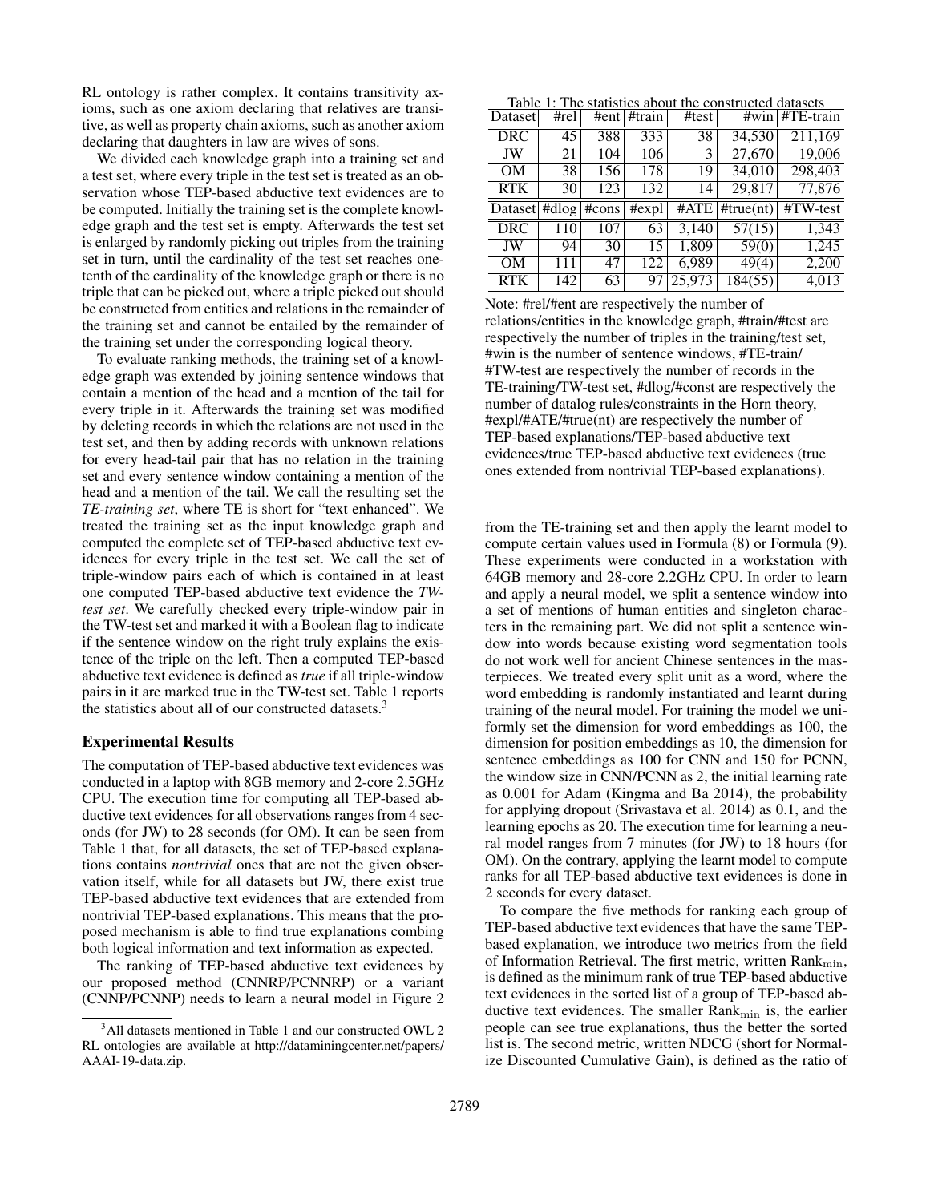RL ontology is rather complex. It contains transitivity axioms, such as one axiom declaring that relatives are transitive, as well as property chain axioms, such as another axiom declaring that daughters in law are wives of sons.

We divided each knowledge graph into a training set and a test set, where every triple in the test set is treated as an observation whose TEP-based abductive text evidences are to be computed. Initially the training set is the complete knowledge graph and the test set is empty. Afterwards the test set is enlarged by randomly picking out triples from the training set in turn, until the cardinality of the test set reaches one-tenth of the cardinality of the knowledge graph or there is no triple that can be picked out, where a triple picked out should be constructed from entities and relations in the remainder of the training set and cannot be entailed by the remainder of the training set under the corresponding logical theory.

To evaluate ranking methods, the training set of a knowledge graph was extended by joining sentence windows that contain a mention of the head and a mention of the tail for every triple in it. Afterwards the training set was modified by deleting records in which the relations are not used in the test set, and then by adding records with unknown relations for every head-tail pair that has no relation in the training set and every sentence window containing a mention of the head and a mention of the tail. We call the resulting set the *TE-training set*, where TE is short for "text enhanced". We treated the training set as the input knowledge graph and computed the complete set of TEP-based abductive text evidences for every triple in the test set. We call the set of triple-window pairs each of which is contained in at least one computed TEP-based abductive text evidence the *TW-test set*. We carefully checked every triple-window pair in the TW-test set and marked it with a Boolean flag to indicate if the sentence window on the right truly explains the existence of the triple on the left. Then a computed TEP-based abductive text evidence is defined as *true* if all triple-window pairs in it are marked true in the TW-test set. Table 1 reports the statistics about all of our constructed datasets.[3]

Table 1: The statistics about the constructed datasets

| Dataset | #rel | #ent | #train | #test | #win | #TE-train |
|---|---|---|---|---|---|---|
| DRC | 45 | 388 | 333 | 38 | 34,530 | 211,169 |
| JW | 21 | 104 | 106 | 3 | 27,670 | 19,006 |
| OM | 38 | 156 | 178 | 19 | 34,010 | 298,403 |
| RTK | 30 | 123 | 132 | 14 | 29,817 | 77,876 |
| **Dataset** | **#dlog** | **#cons** | **#expl** | **#ATE** | **#true(nt)** | **#TW-test** |
| DRC | 110 | 107 | 63 | 3,140 | 57(15) | 1,343 |
| JW | 94 | 30 | 15 | 1,809 | 59(0) | 1,245 |
| OM | 111 | 47 | 122 | 6,989 | 49(4) | 2,200 |
| RTK | 142 | 63 | 97 | 25,973 | 184(55) | 4,013 |

Note: #rel/#ent are respectively the number of relations/entities in the knowledge graph, #train/#test are respectively the number of triples in the training/test set, #win is the number of sentence windows, #TE-train/ #TW-test are respectively the number of records in the TE-training/TW-test set, #dlog/#const are respectively the number of datalog rules/constraints in the Horn theory, #expl/#ATE/#true(nt) are respectively the number of TEP-based explanations/TEP-based abductive text evidences/true TEP-based abductive text evidences (true ones extended from nontrivial TEP-based explanations).

## Experimental Results

The computation of TEP-based abductive text evidences was conducted in a laptop with 8GB memory and 2-core 2.5GHz CPU. The execution time for computing all TEP-based abductive text evidences for all observations ranges from 4 seconds (for JW) to 28 seconds (for OM). It can be seen from Table 1 that, for all datasets, the set of TEP-based explanations contains *nontrivial* ones that are not the given observation itself, while for all datasets but JW, there exist true TEP-based abductive text evidences that are extended from nontrivial TEP-based explanations. This means that the proposed mechanism is able to find true explanations combing both logical information and text information as expected.

The ranking of TEP-based abductive text evidences by our proposed method (CNNRP/PCNNRP) or a variant (CNNP/PCNNP) needs to learn a neural model in Figure 2 from the TE-training set and then apply the learnt model to compute certain values used in Formula (8) or Formula (9). These experiments were conducted in a workstation with 64GB memory and 28-core 2.2GHz CPU. In order to learn and apply a neural model, we split a sentence window into a set of mentions of human entities and singleton characters in the remaining part. We did not split a sentence window into words because existing word segmentation tools do not work well for ancient Chinese sentences in the masterpieces. We treated every split unit as a word, where the word embedding is randomly instantiated and learnt during training of the neural model. For training the model we uniformly set the dimension for word embeddings as 100, the dimension for position embeddings as 10, the dimension for sentence embeddings as 100 for CNN and 150 for PCNN, the window size in CNN/PCNN as 2, the initial learning rate as 0.001 for Adam (Kingma and Ba 2014), the probability for applying dropout (Srivastava et al. 2014) as 0.1, and the learning epochs as 20. The execution time for learning a neural model ranges from 7 minutes (for JW) to 18 hours (for OM). On the contrary, applying the learnt model to compute ranks for all TEP-based abductive text evidences is done in 2 seconds for every dataset.

To compare the five methods for ranking each group of TEP-based abductive text evidences that have the same TEP-based explanation, we introduce two metrics from the field of Information Retrieval. The first metric, written $\text{Rank}_{\min}$, is defined as the minimum rank of true TEP-based abductive text evidences in the sorted list of a group of TEP-based abductive text evidences. The smaller $\text{Rank}_{\min}$ is, the earlier people can see true explanations, thus the better the sorted list is. The second metric, written NDCG (short for Normalize Discounted Cumulative Gain), is defined as the ratio of

[3] All datasets mentioned in Table 1 and our constructed OWL 2 RL ontologies are available at http://dataminingcenter.net/papers/AAAI-19-data.zip.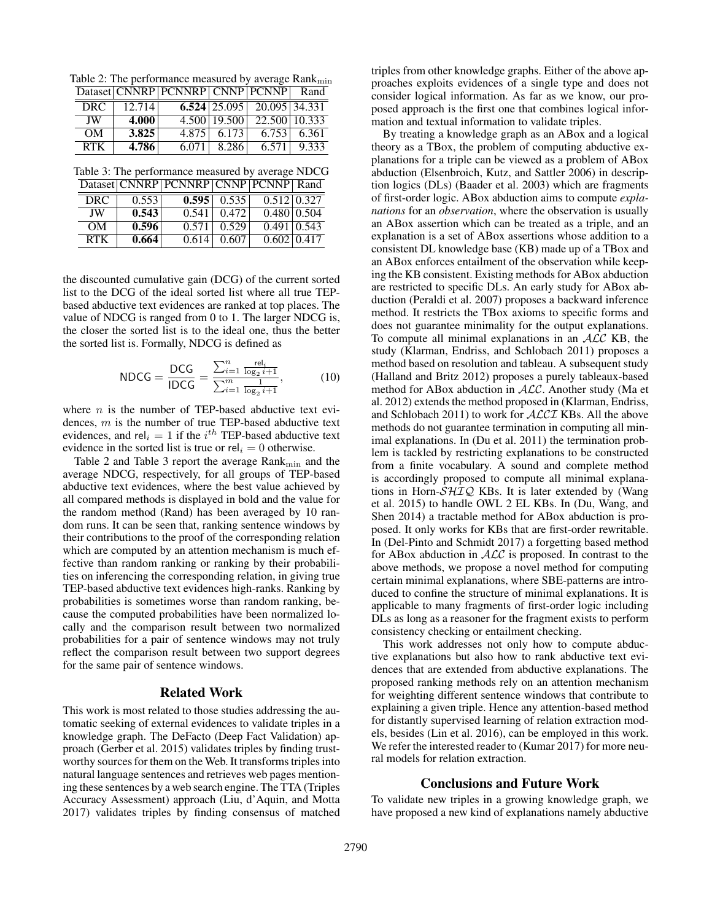Table 2: The performance measured by average $\text{Rank}_{\min}$

| Dataset | CNNRP | PCNNRP | CNNP | PCNNP | Rand |
|---|---|---|---|---|---|
| DRC | 12.714 | **6.524** | 25.095 | 20.095 | 34.331 |
| JW | **4.000** | 4.500 | 19.500 | 22.500 | 10.333 |
| OM | **3.825** | 4.875 | 6.173 | 6.753 | 6.361 |
| RTK | **4.786** | 6.071 | 8.286 | 6.571 | 9.333 |

Table 3: The performance measured by average NDCG

| Dataset | CNNRP | PCNNRP | CNNP | PCNNP | Rand |
|---|---|---|---|---|---|
| DRC | 0.553 | **0.595** | 0.535 | 0.512 | 0.327 |
| JW | **0.543** | 0.541 | 0.472 | 0.480 | 0.504 |
| OM | **0.596** | 0.571 | 0.529 | 0.491 | 0.543 |
| RTK | **0.664** | 0.614 | 0.607 | 0.602 | 0.417 |

the discounted cumulative gain (DCG) of the current sorted list to the DCG of the ideal sorted list where all true TEP-based abductive text evidences are ranked at top places. The value of NDCG is ranged from 0 to 1. The larger NDCG is, the closer the sorted list is to the ideal one, thus the better the sorted list is. Formally, NDCG is defined as

$$\mathsf{NDCG} = \frac{\mathsf{DCG}}{\mathsf{IDCG}} = \frac{\sum_{i=1}^{n} \frac{\mathsf{rel}_i}{\log_2 i+1}}{\sum_{i=1}^{m} \frac{1}{\log_2 i+1}}, \tag{10}$$

where $n$ is the number of TEP-based abductive text evidences, $m$ is the number of true TEP-based abductive text evidences, and $\mathsf{rel}_i = 1$ if the $i^{th}$ TEP-based abductive text evidence in the sorted list is true or $\mathsf{rel}_i = 0$ otherwise.

Table 2 and Table 3 report the average $\text{Rank}_{\min}$ and the average NDCG, respectively, for all groups of TEP-based abductive text evidences, where the best value achieved by all compared methods is displayed in bold and the value for the random method (Rand) has been averaged by 10 random runs. It can be seen that, ranking sentence windows by their contributions to the proof of the corresponding relation which are computed by an attention mechanism is much effective than random ranking or ranking by their probabilities on inferencing the corresponding relation, in giving true TEP-based abductive text evidences high-ranks. Ranking by probabilities is sometimes worse than random ranking, because the computed probabilities have been normalized locally and the comparison result between two normalized probabilities for a pair of sentence windows may not truly reflect the comparison result between two support degrees for the same pair of sentence windows.

## Related Work

This work is most related to those studies addressing the automatic seeking of external evidences to validate triples in a knowledge graph. The DeFacto (Deep Fact Validation) approach (Gerber et al. 2015) validates triples by finding trustworthy sources for them on the Web. It transforms triples into natural language sentences and retrieves web pages mentioning these sentences by a web search engine. The TTA (Triples Accuracy Assessment) approach (Liu, d'Aquin, and Motta 2017) validates triples by finding consensus of matched triples from other knowledge graphs. Either of the above approaches exploits evidences of a single type and does not consider logical information. As far as we know, our proposed approach is the first one that combines logical information and textual information to validate triples.

By treating a knowledge graph as an ABox and a logical theory as a TBox, the problem of computing abductive explanations for a triple can be viewed as a problem of ABox abduction (Elsenbroich, Kutz, and Sattler 2006) in description logics (DLs) (Baader et al. 2003) which are fragments of first-order logic. ABox abduction aims to compute *explanations* for an *observation*, where the observation is usually an ABox assertion which can be treated as a triple, and an explanation is a set of ABox assertions whose addition to a consistent DL knowledge base (KB) made up of a TBox and an ABox enforces entailment of the observation while keeping the KB consistent. Existing methods for ABox abduction are restricted to specific DLs. An early study for ABox abduction (Peraldi et al. 2007) proposes a backward inference method. It restricts the TBox axioms to specific forms and does not guarantee minimality for the output explanations. To compute all minimal explanations in an $\mathcal{ALC}$ KB, the study (Klarman, Endriss, and Schlobach 2011) proposes a method based on resolution and tableau. A subsequent study (Halland and Britz 2012) proposes a purely tableaux-based method for ABox abduction in $\mathcal{ALC}$. Another study (Ma et al. 2012) extends the method proposed in (Klarman, Endriss, and Schlobach 2011) to work for $\mathcal{ALCI}$ KBs. All the above methods do not guarantee termination in computing all minimal explanations. In (Du et al. 2011) the termination problem is tackled by restricting explanations to be constructed from a finite vocabulary. A sound and complete method is accordingly proposed to compute all minimal explanations in Horn-$\mathcal{SHIQ}$ KBs. It is later extended by (Wang et al. 2015) to handle OWL 2 EL KBs. In (Du, Wang, and Shen 2014) a tractable method for ABox abduction is proposed. It only works for KBs that are first-order rewritable. In (Del-Pinto and Schmidt 2017) a forgetting based method for ABox abduction in $\mathcal{ALC}$ is proposed. In contrast to the above methods, we propose a novel method for computing certain minimal explanations, where SBE-patterns are introduced to confine the structure of minimal explanations. It is applicable to many fragments of first-order logic including DLs as long as a reasoner for the fragment exists to perform consistency checking or entailment checking.

This work addresses not only how to compute abductive explanations but also how to rank abductive text evidences that are extended from abductive explanations. The proposed ranking methods rely on an attention mechanism for weighting different sentence windows that contribute to explaining a given triple. Hence any attention-based method for distantly supervised learning of relation extraction models, besides (Lin et al. 2016), can be employed in this work. We refer the interested reader to (Kumar 2017) for more neural models for relation extraction.

## Conclusions and Future Work

To validate new triples in a growing knowledge graph, we have proposed a new kind of explanations namely abductive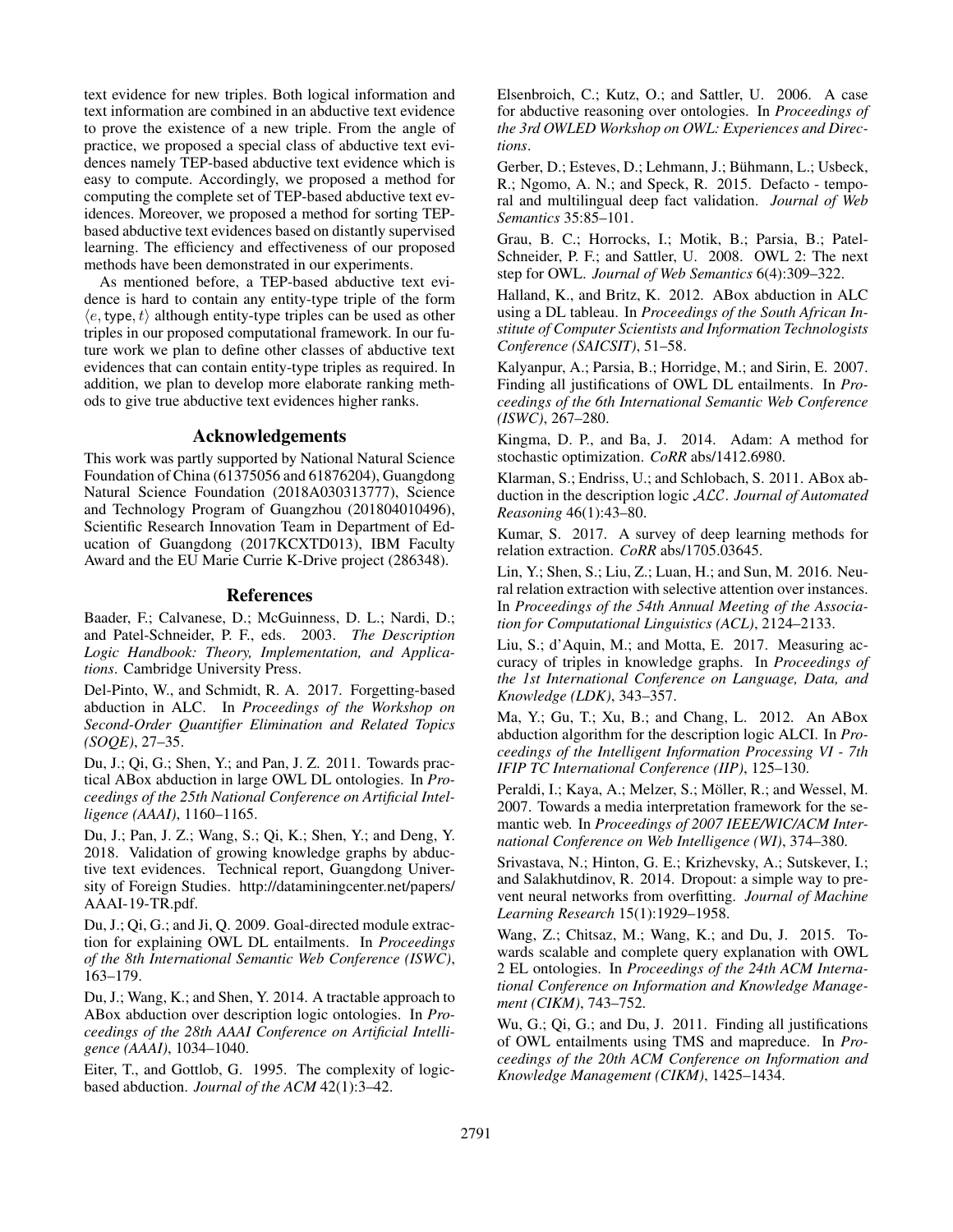text evidence for new triples. Both logical information and text information are combined in an abductive text evidence to prove the existence of a new triple. From the angle of practice, we proposed a special class of abductive text evidences namely TEP-based abductive text evidence which is easy to compute. Accordingly, we proposed a method for computing the complete set of TEP-based abductive text evidences. Moreover, we proposed a method for sorting TEP-based abductive text evidences based on distantly supervised learning. The efficiency and effectiveness of our proposed methods have been demonstrated in our experiments.

As mentioned before, a TEP-based abductive text evidence is hard to contain any entity-type triple of the form $\langle e, \mathsf{type}, t \rangle$ although entity-type triples can be used as other triples in our proposed computational framework. In our future work we plan to define other classes of abductive text evidences that can contain entity-type triples as required. In addition, we plan to develop more elaborate ranking methods to give true abductive text evidences higher ranks.

## Acknowledgements

This work was partly supported by National Natural Science Foundation of China (61375056 and 61876204), Guangdong Natural Science Foundation (2018A030313777), Science and Technology Program of Guangzhou (201804010496), Scientific Research Innovation Team in Department of Education of Guangdong (2017KCXTD013), IBM Faculty Award and the EU Marie Currie K-Drive project (286348).

## References

Baader, F.; Calvanese, D.; McGuinness, D. L.; Nardi, D.; and Patel-Schneider, P. F., eds. 2003. *The Description Logic Handbook: Theory, Implementation, and Applications*. Cambridge University Press.

Del-Pinto, W., and Schmidt, R. A. 2017. Forgetting-based abduction in ALC. In *Proceedings of the Workshop on Second-Order Quantifier Elimination and Related Topics (SOQE)*, 27–35.

Du, J.; Qi, G.; Shen, Y.; and Pan, J. Z. 2011. Towards practical ABox abduction in large OWL DL ontologies. In *Proceedings of the 25th National Conference on Artificial Intelligence (AAAI)*, 1160–1165.

Du, J.; Pan, J. Z.; Wang, S.; Qi, K.; Shen, Y.; and Deng, Y. 2018. Validation of growing knowledge graphs by abductive text evidences. Technical report, Guangdong University of Foreign Studies. http://dataminingcenter.net/papers/AAAI-19-TR.pdf.

Du, J.; Qi, G.; and Ji, Q. 2009. Goal-directed module extraction for explaining OWL DL entailments. In *Proceedings of the 8th International Semantic Web Conference (ISWC)*, 163–179.

Du, J.; Wang, K.; and Shen, Y. 2014. A tractable approach to ABox abduction over description logic ontologies. In *Proceedings of the 28th AAAI Conference on Artificial Intelligence (AAAI)*, 1034–1040.

Eiter, T., and Gottlob, G. 1995. The complexity of logic-based abduction. *Journal of the ACM* 42(1):3–42.

Elsenbroich, C.; Kutz, O.; and Sattler, U. 2006. A case for abductive reasoning over ontologies. In *Proceedings of the 3rd OWLED Workshop on OWL: Experiences and Directions*.

Gerber, D.; Esteves, D.; Lehmann, J.; Bühmann, L.; Usbeck, R.; Ngomo, A. N.; and Speck, R. 2015. Defacto - temporal and multilingual deep fact validation. *Journal of Web Semantics* 35:85–101.

Grau, B. C.; Horrocks, I.; Motik, B.; Parsia, B.; Patel-Schneider, P. F.; and Sattler, U. 2008. OWL 2: The next step for OWL. *Journal of Web Semantics* 6(4):309–322.

Halland, K., and Britz, K. 2012. ABox abduction in ALC using a DL tableau. In *Proceedings of the South African Institute of Computer Scientists and Information Technologists Conference (SAICSIT)*, 51–58.

Kalyanpur, A.; Parsia, B.; Horridge, M.; and Sirin, E. 2007. Finding all justifications of OWL DL entailments. In *Proceedings of the 6th International Semantic Web Conference (ISWC)*, 267–280.

Kingma, D. P., and Ba, J. 2014. Adam: A method for stochastic optimization. *CoRR* abs/1412.6980.

Klarman, S.; Endriss, U.; and Schlobach, S. 2011. ABox abduction in the description logic $\mathcal{ALC}$. *Journal of Automated Reasoning* 46(1):43–80.

Kumar, S. 2017. A survey of deep learning methods for relation extraction. *CoRR* abs/1705.03645.

Lin, Y.; Shen, S.; Liu, Z.; Luan, H.; and Sun, M. 2016. Neural relation extraction with selective attention over instances. In *Proceedings of the 54th Annual Meeting of the Association for Computational Linguistics (ACL)*, 2124–2133.

Liu, S.; d'Aquin, M.; and Motta, E. 2017. Measuring accuracy of triples in knowledge graphs. In *Proceedings of the 1st International Conference on Language, Data, and Knowledge (LDK)*, 343–357.

Ma, Y.; Gu, T.; Xu, B.; and Chang, L. 2012. An ABox abduction algorithm for the description logic ALCI. In *Proceedings of the Intelligent Information Processing VI - 7th IFIP TC International Conference (IIP)*, 125–130.

Peraldi, I.; Kaya, A.; Melzer, S.; Möller, R.; and Wessel, M. 2007. Towards a media interpretation framework for the semantic web. In *Proceedings of 2007 IEEE/WIC/ACM International Conference on Web Intelligence (WI)*, 374–380.

Srivastava, N.; Hinton, G. E.; Krizhevsky, A.; Sutskever, I.; and Salakhutdinov, R. 2014. Dropout: a simple way to prevent neural networks from overfitting. *Journal of Machine Learning Research* 15(1):1929–1958.

Wang, Z.; Chitsaz, M.; Wang, K.; and Du, J. 2015. Towards scalable and complete query explanation with OWL 2 EL ontologies. In *Proceedings of the 24th ACM International Conference on Information and Knowledge Management (CIKM)*, 743–752.

Wu, G.; Qi, G.; and Du, J. 2011. Finding all justifications of OWL entailments using TMS and mapreduce. In *Proceedings of the 20th ACM Conference on Information and Knowledge Management (CIKM)*, 1425–1434.